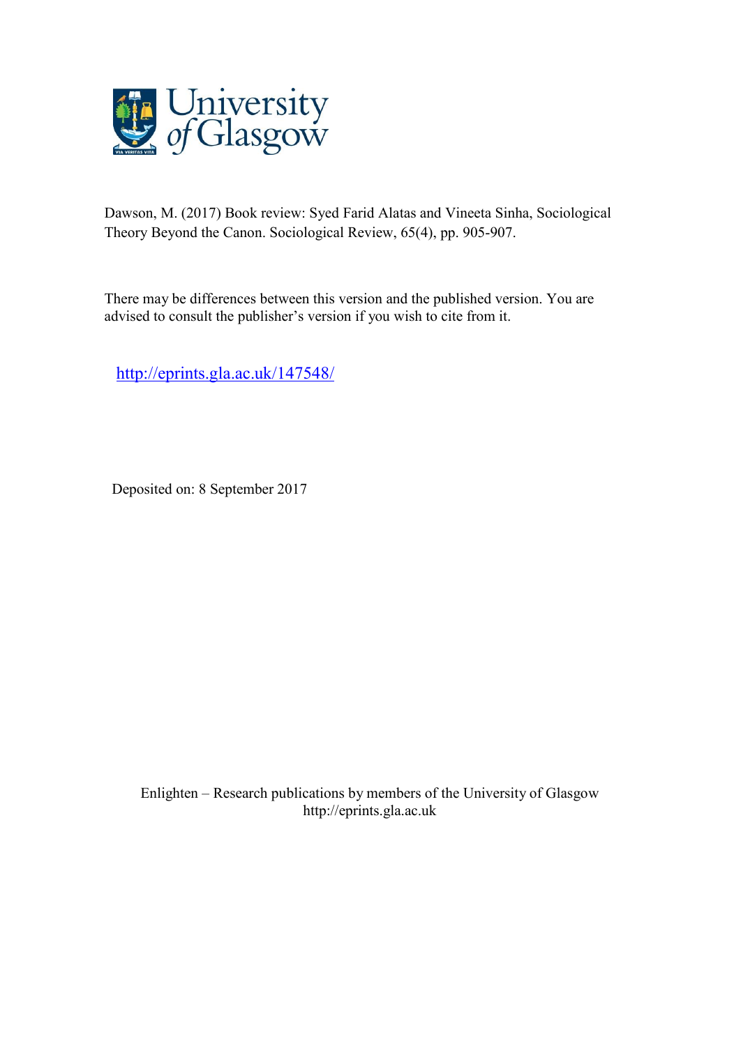Dawson, M. (2017) Book review: Syed Farid Alatas and Vineeta Sinha, Sociological Theory Beyond the Canon. Sociological Review, 65(4), pp. 905-907.

There may be differences between this version and the published version. You are advised to consult the publisher's version if you wish to cite from it.

http://eprints.gla.ac.uk/147548/

Deposited on: 8 September 2017

Enlighten – Research publications by members of the University of Glasgow
http://eprints.gla.ac.uk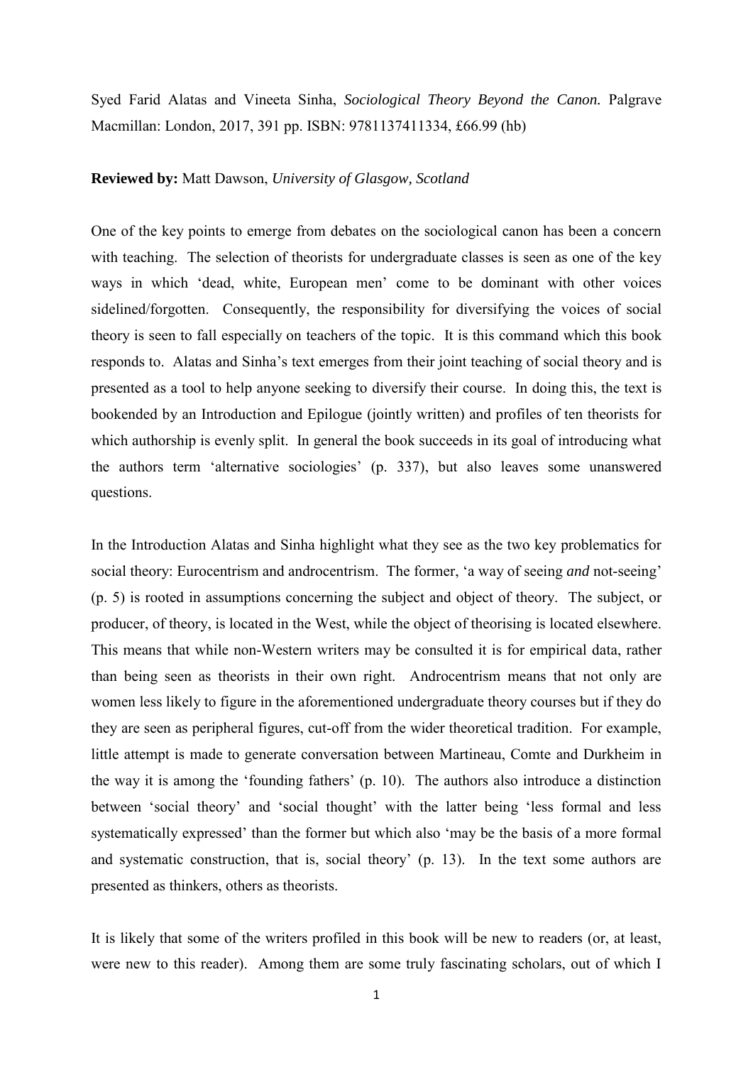Syed Farid Alatas and Vineeta Sinha, *Sociological Theory Beyond the Canon.* Palgrave Macmillan: London, 2017, 391 pp. ISBN: 9781137411334, £66.99 (hb)

**Reviewed by:** Matt Dawson, *University of Glasgow, Scotland*

One of the key points to emerge from debates on the sociological canon has been a concern with teaching. The selection of theorists for undergraduate classes is seen as one of the key ways in which 'dead, white, European men' come to be dominant with other voices sidelined/forgotten. Consequently, the responsibility for diversifying the voices of social theory is seen to fall especially on teachers of the topic. It is this command which this book responds to. Alatas and Sinha's text emerges from their joint teaching of social theory and is presented as a tool to help anyone seeking to diversify their course. In doing this, the text is bookended by an Introduction and Epilogue (jointly written) and profiles of ten theorists for which authorship is evenly split. In general the book succeeds in its goal of introducing what the authors term 'alternative sociologies' (p. 337), but also leaves some unanswered questions.

In the Introduction Alatas and Sinha highlight what they see as the two key problematics for social theory: Eurocentrism and androcentrism. The former, 'a way of seeing *and* not-seeing' (p. 5) is rooted in assumptions concerning the subject and object of theory. The subject, or producer, of theory, is located in the West, while the object of theorising is located elsewhere. This means that while non-Western writers may be consulted it is for empirical data, rather than being seen as theorists in their own right. Androcentrism means that not only are women less likely to figure in the aforementioned undergraduate theory courses but if they do they are seen as peripheral figures, cut-off from the wider theoretical tradition. For example, little attempt is made to generate conversation between Martineau, Comte and Durkheim in the way it is among the 'founding fathers' (p. 10). The authors also introduce a distinction between 'social theory' and 'social thought' with the latter being 'less formal and less systematically expressed' than the former but which also 'may be the basis of a more formal and systematic construction, that is, social theory' (p. 13). In the text some authors are presented as thinkers, others as theorists.

It is likely that some of the writers profiled in this book will be new to readers (or, at least, were new to this reader). Among them are some truly fascinating scholars, out of which I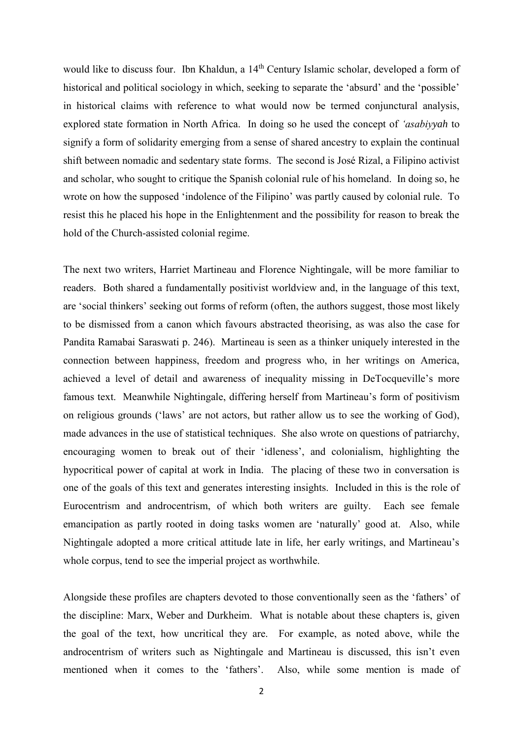would like to discuss four. Ibn Khaldun, a 14th Century Islamic scholar, developed a form of historical and political sociology in which, seeking to separate the 'absurd' and the 'possible' in historical claims with reference to what would now be termed conjunctural analysis, explored state formation in North Africa. In doing so he used the concept of *'asabiyyah* to signify a form of solidarity emerging from a sense of shared ancestry to explain the continual shift between nomadic and sedentary state forms. The second is José Rizal, a Filipino activist and scholar, who sought to critique the Spanish colonial rule of his homeland. In doing so, he wrote on how the supposed 'indolence of the Filipino' was partly caused by colonial rule. To resist this he placed his hope in the Enlightenment and the possibility for reason to break the hold of the Church-assisted colonial regime.

The next two writers, Harriet Martineau and Florence Nightingale, will be more familiar to readers. Both shared a fundamentally positivist worldview and, in the language of this text, are 'social thinkers' seeking out forms of reform (often, the authors suggest, those most likely to be dismissed from a canon which favours abstracted theorising, as was also the case for Pandita Ramabai Saraswati p. 246). Martineau is seen as a thinker uniquely interested in the connection between happiness, freedom and progress who, in her writings on America, achieved a level of detail and awareness of inequality missing in DeTocqueville's more famous text. Meanwhile Nightingale, differing herself from Martineau's form of positivism on religious grounds ('laws' are not actors, but rather allow us to see the working of God), made advances in the use of statistical techniques. She also wrote on questions of patriarchy, encouraging women to break out of their 'idleness', and colonialism, highlighting the hypocritical power of capital at work in India. The placing of these two in conversation is one of the goals of this text and generates interesting insights. Included in this is the role of Eurocentrism and androcentrism, of which both writers are guilty. Each see female emancipation as partly rooted in doing tasks women are 'naturally' good at. Also, while Nightingale adopted a more critical attitude late in life, her early writings, and Martineau's whole corpus, tend to see the imperial project as worthwhile.

Alongside these profiles are chapters devoted to those conventionally seen as the 'fathers' of the discipline: Marx, Weber and Durkheim. What is notable about these chapters is, given the goal of the text, how uncritical they are. For example, as noted above, while the androcentrism of writers such as Nightingale and Martineau is discussed, this isn't even mentioned when it comes to the 'fathers'. Also, while some mention is made of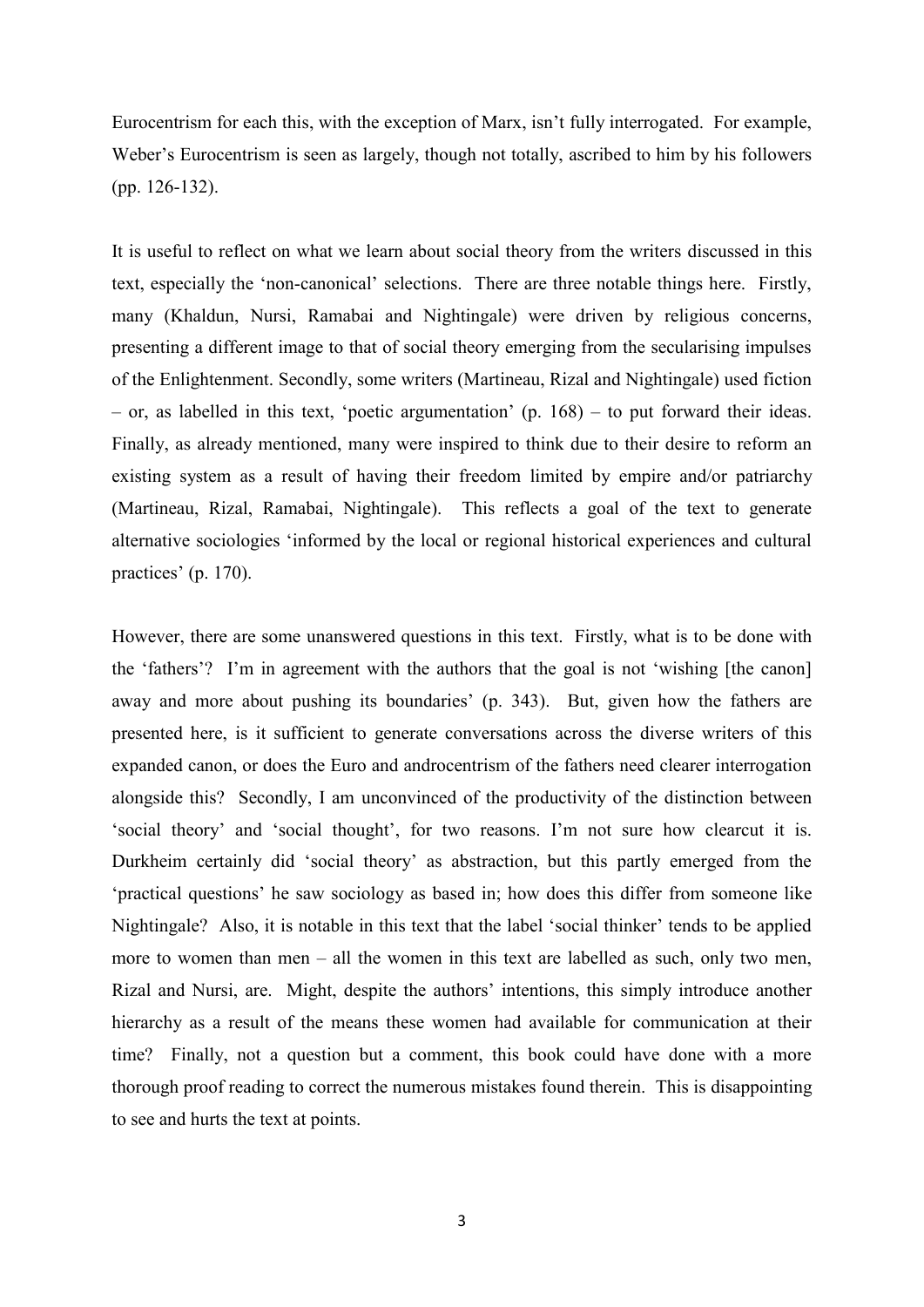Eurocentrism for each this, with the exception of Marx, isn't fully interrogated. For example, Weber's Eurocentrism is seen as largely, though not totally, ascribed to him by his followers (pp. 126-132).

It is useful to reflect on what we learn about social theory from the writers discussed in this text, especially the 'non-canonical' selections. There are three notable things here. Firstly, many (Khaldun, Nursi, Ramabai and Nightingale) were driven by religious concerns, presenting a different image to that of social theory emerging from the secularising impulses of the Enlightenment. Secondly, some writers (Martineau, Rizal and Nightingale) used fiction – or, as labelled in this text, 'poetic argumentation' (p. 168) – to put forward their ideas. Finally, as already mentioned, many were inspired to think due to their desire to reform an existing system as a result of having their freedom limited by empire and/or patriarchy (Martineau, Rizal, Ramabai, Nightingale). This reflects a goal of the text to generate alternative sociologies 'informed by the local or regional historical experiences and cultural practices' (p. 170).

However, there are some unanswered questions in this text. Firstly, what is to be done with the 'fathers'? I'm in agreement with the authors that the goal is not 'wishing [the canon] away and more about pushing its boundaries' (p. 343). But, given how the fathers are presented here, is it sufficient to generate conversations across the diverse writers of this expanded canon, or does the Euro and androcentrism of the fathers need clearer interrogation alongside this? Secondly, I am unconvinced of the productivity of the distinction between 'social theory' and 'social thought', for two reasons. I'm not sure how clearcut it is. Durkheim certainly did 'social theory' as abstraction, but this partly emerged from the 'practical questions' he saw sociology as based in; how does this differ from someone like Nightingale? Also, it is notable in this text that the label 'social thinker' tends to be applied more to women than men – all the women in this text are labelled as such, only two men, Rizal and Nursi, are. Might, despite the authors' intentions, this simply introduce another hierarchy as a result of the means these women had available for communication at their time? Finally, not a question but a comment, this book could have done with a more thorough proof reading to correct the numerous mistakes found therein. This is disappointing to see and hurts the text at points.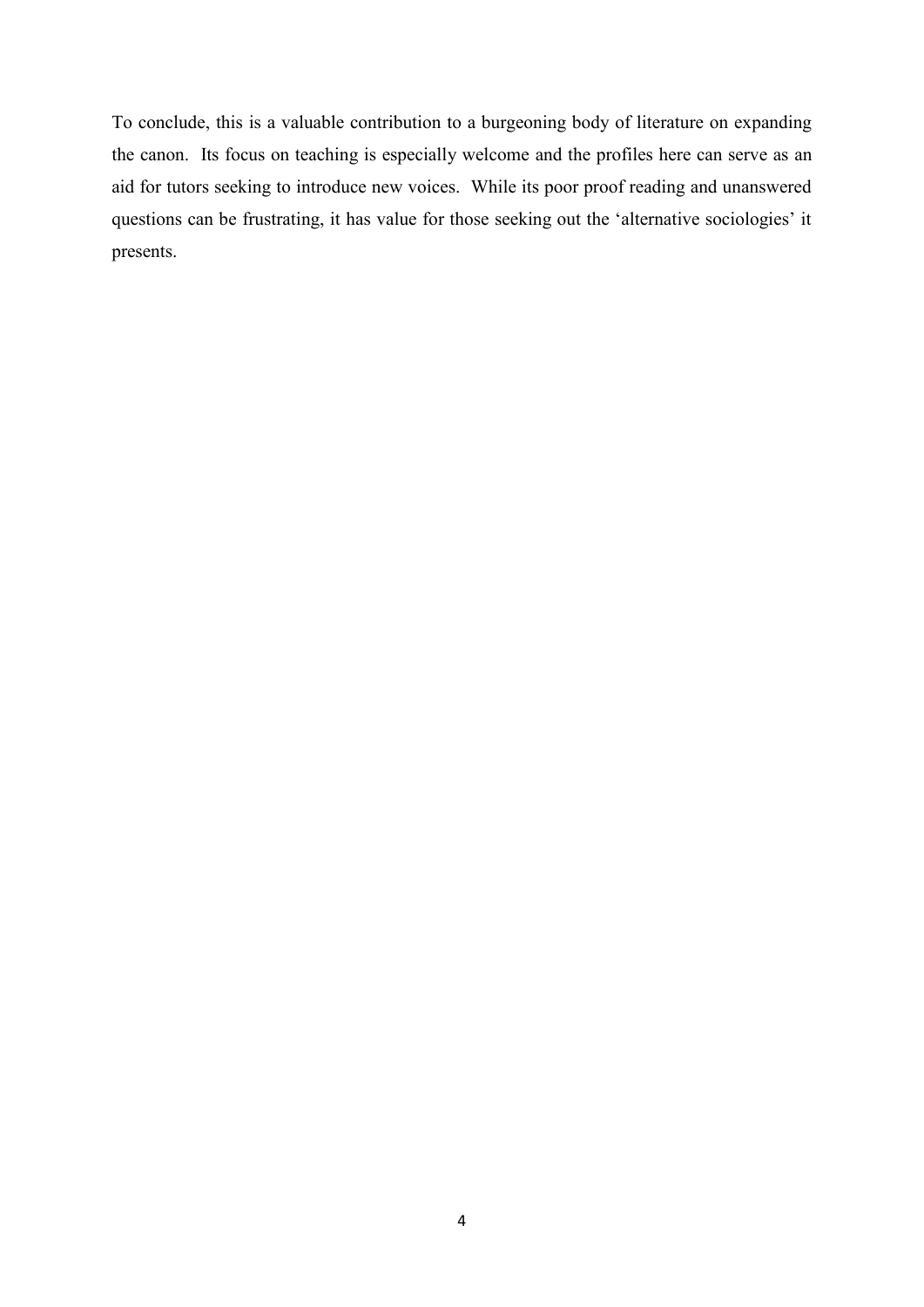To conclude, this is a valuable contribution to a burgeoning body of literature on expanding the canon. Its focus on teaching is especially welcome and the profiles here can serve as an aid for tutors seeking to introduce new voices. While its poor proof reading and unanswered questions can be frustrating, it has value for those seeking out the 'alternative sociologies' it presents.